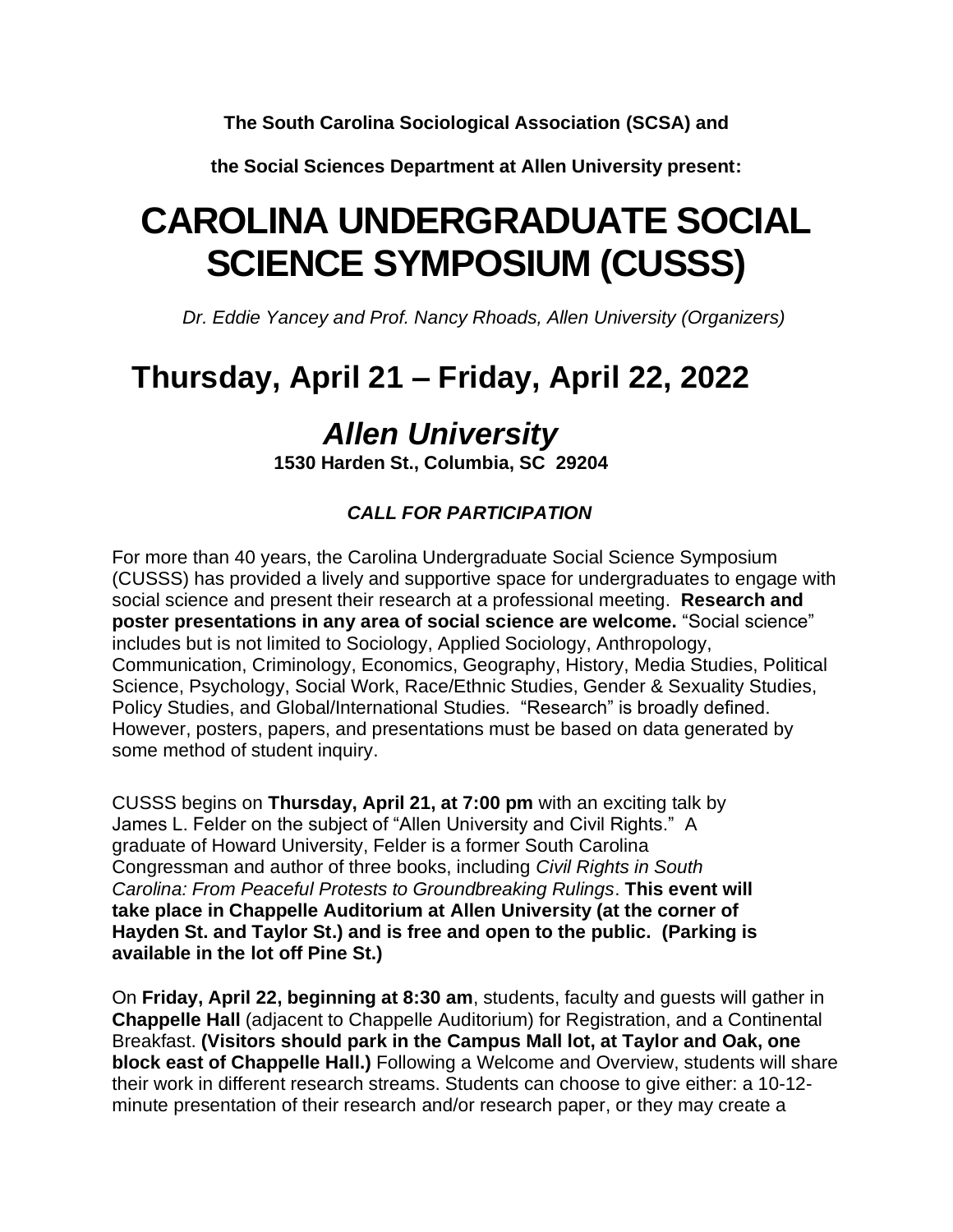**The South Carolina Sociological Association (SCSA) and**

**the Social Sciences Department at Allen University present:**

# CAROLINA UNDERGRADUATE SOCIAL SCIENCE SYMPOSIUM (CUSSS)

*Dr. Eddie Yancey and Prof. Nancy Rhoads, Allen University (Organizers)*

## Thursday, April 21 – Friday, April 22, 2022

## *Allen University*

**1530 Harden St., Columbia, SC 29204**

### *CALL FOR PARTICIPATION*

For more than 40 years, the Carolina Undergraduate Social Science Symposium (CUSSS) has provided a lively and supportive space for undergraduates to engage with social science and present their research at a professional meeting. **Research and poster presentations in any area of social science are welcome.** "Social science" includes but is not limited to Sociology, Applied Sociology, Anthropology, Communication, Criminology, Economics, Geography, History, Media Studies, Political Science, Psychology, Social Work, Race/Ethnic Studies, Gender & Sexuality Studies, Policy Studies, and Global/International Studies. "Research" is broadly defined. However, posters, papers, and presentations must be based on data generated by some method of student inquiry.

CUSSS begins on **Thursday, April 21, at 7:00 pm** with an exciting talk by James L. Felder on the subject of "Allen University and Civil Rights." A graduate of Howard University, Felder is a former South Carolina Congressman and author of three books, including *Civil Rights in South Carolina: From Peaceful Protests to Groundbreaking Rulings*. **This event will take place in Chappelle Auditorium at Allen University (at the corner of Hayden St. and Taylor St.) and is free and open to the public. (Parking is available in the lot off Pine St.)**

On **Friday, April 22, beginning at 8:30 am**, students, faculty and guests will gather in **Chappelle Hall** (adjacent to Chappelle Auditorium) for Registration, and a Continental Breakfast. **(Visitors should park in the Campus Mall lot, at Taylor and Oak, one block east of Chappelle Hall.)** Following a Welcome and Overview, students will share their work in different research streams. Students can choose to give either: a 10-12-minute presentation of their research and/or research paper, or they may create a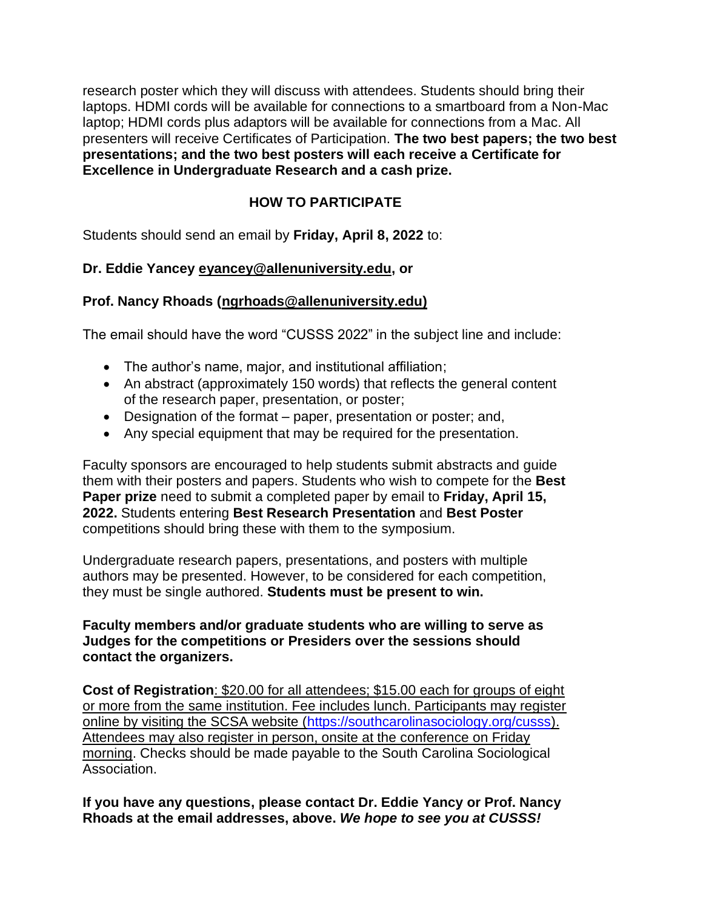research poster which they will discuss with attendees. Students should bring their laptops. HDMI cords will be available for connections to a smartboard from a Non-Mac laptop; HDMI cords plus adaptors will be available for connections from a Mac. All presenters will receive Certificates of Participation. **The two best papers; the two best presentations; and the two best posters will each receive a Certificate for Excellence in Undergraduate Research and a cash prize.**

## HOW TO PARTICIPATE

Students should send an email by **Friday, April 8, 2022** to:

**Dr. Eddie Yancey eyancey@allenuniversity.edu, or**

**Prof. Nancy Rhoads (ngrhoads@allenuniversity.edu)**

The email should have the word "CUSSS 2022" in the subject line and include:

- The author's name, major, and institutional affiliation;
- An abstract (approximately 150 words) that reflects the general content of the research paper, presentation, or poster;
- Designation of the format – paper, presentation or poster; and,
- Any special equipment that may be required for the presentation.

Faculty sponsors are encouraged to help students submit abstracts and guide them with their posters and papers. Students who wish to compete for the **Best Paper prize** need to submit a completed paper by email to **Friday, April 15, 2022.** Students entering **Best Research Presentation** and **Best Poster** competitions should bring these with them to the symposium.

Undergraduate research papers, presentations, and posters with multiple authors may be presented. However, to be considered for each competition, they must be single authored. **Students must be present to win.**

**Faculty members and/or graduate students who are willing to serve as Judges for the competitions or Presiders over the sessions should contact the organizers.**

**Cost of Registration**: $20.00 for all attendees; $15.00 each for groups of eight or more from the same institution. Fee includes lunch. Participants may register online by visiting the SCSA website (https://southcarolinasociology.org/cusss). Attendees may also register in person, onsite at the conference on Friday morning. Checks should be made payable to the South Carolina Sociological Association.

**If you have any questions, please contact Dr. Eddie Yancy or Prof. Nancy Rhoads at the email addresses, above.** ***We hope to see you at CUSSS!***